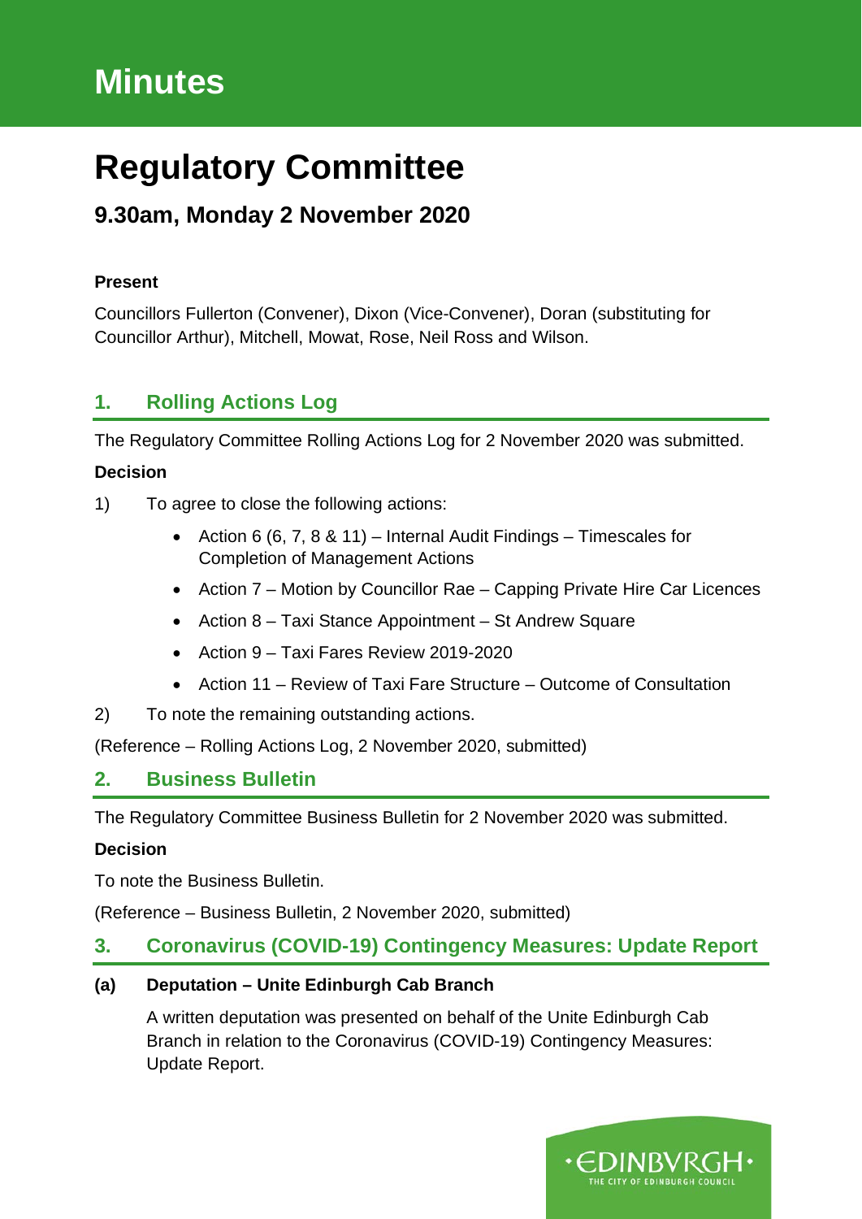# Minutes

# Regulatory Committee

## 9.30am, Monday 2 November 2020

**Present**

Councillors Fullerton (Convener), Dixon (Vice-Convener), Doran (substituting for Councillor Arthur), Mitchell, Mowat, Rose, Neil Ross and Wilson.

## 1. Rolling Actions Log

The Regulatory Committee Rolling Actions Log for 2 November 2020 was submitted.

**Decision**

1) To agree to close the following actions:

- Action 6 (6, 7, 8 & 11) – Internal Audit Findings – Timescales for Completion of Management Actions
- Action 7 – Motion by Councillor Rae – Capping Private Hire Car Licences
- Action 8 – Taxi Stance Appointment – St Andrew Square
- Action 9 – Taxi Fares Review 2019-2020
- Action 11 – Review of Taxi Fare Structure – Outcome of Consultation

2) To note the remaining outstanding actions.

(Reference – Rolling Actions Log, 2 November 2020, submitted)

## 2. Business Bulletin

The Regulatory Committee Business Bulletin for 2 November 2020 was submitted.

**Decision**

To note the Business Bulletin.

(Reference – Business Bulletin, 2 November 2020, submitted)

## 3. Coronavirus (COVID-19) Contingency Measures: Update Report

**(a) Deputation – Unite Edinburgh Cab Branch**

A written deputation was presented on behalf of the Unite Edinburgh Cab Branch in relation to the Coronavirus (COVID-19) Contingency Measures: Update Report.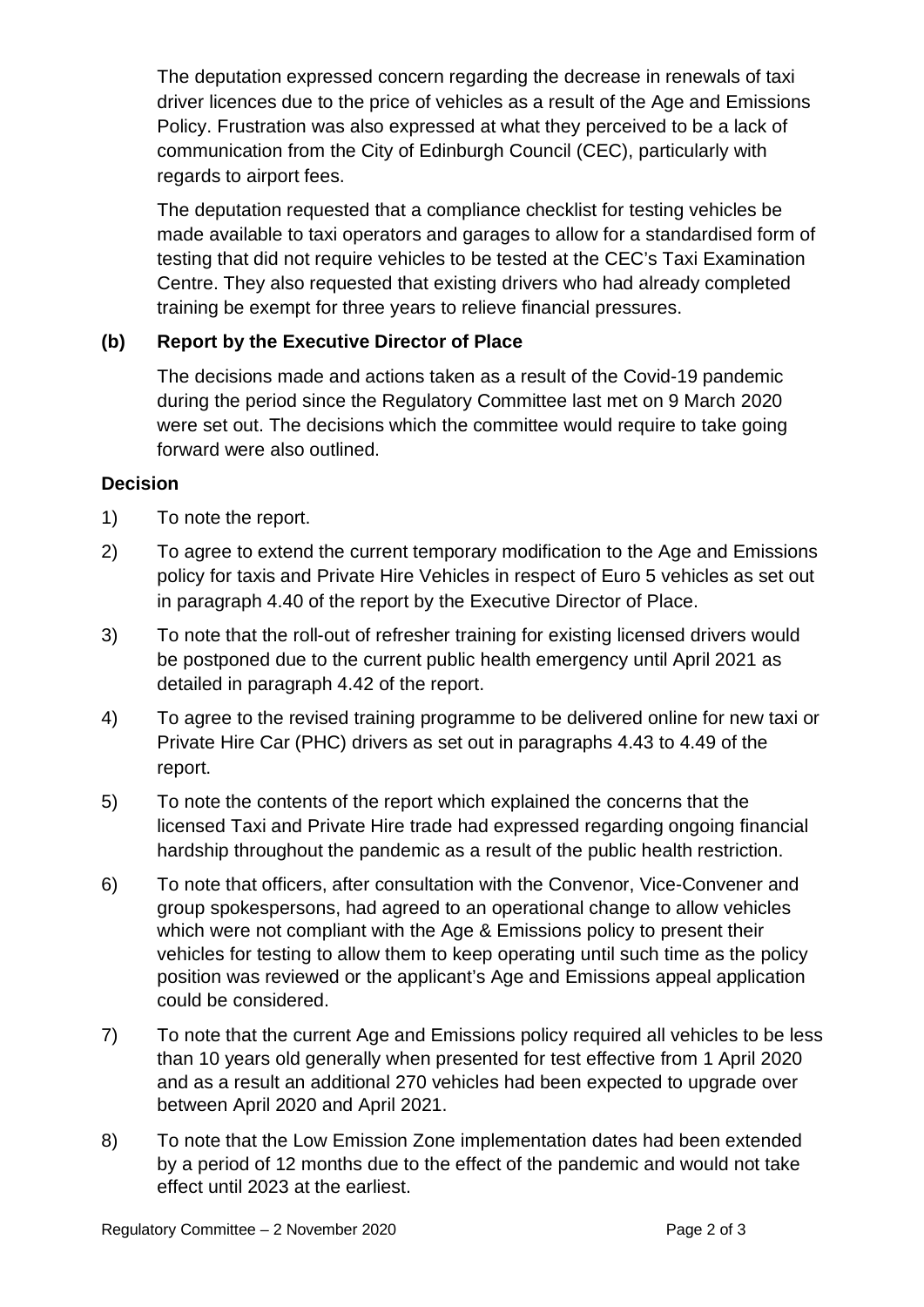The deputation expressed concern regarding the decrease in renewals of taxi driver licences due to the price of vehicles as a result of the Age and Emissions Policy. Frustration was also expressed at what they perceived to be a lack of communication from the City of Edinburgh Council (CEC), particularly with regards to airport fees.

The deputation requested that a compliance checklist for testing vehicles be made available to taxi operators and garages to allow for a standardised form of testing that did not require vehicles to be tested at the CEC's Taxi Examination Centre. They also requested that existing drivers who had already completed training be exempt for three years to relieve financial pressures.

**(b) Report by the Executive Director of Place**

The decisions made and actions taken as a result of the Covid-19 pandemic during the period since the Regulatory Committee last met on 9 March 2020 were set out. The decisions which the committee would require to take going forward were also outlined.

**Decision**

1) To note the report.

2) To agree to extend the current temporary modification to the Age and Emissions policy for taxis and Private Hire Vehicles in respect of Euro 5 vehicles as set out in paragraph 4.40 of the report by the Executive Director of Place.

3) To note that the roll-out of refresher training for existing licensed drivers would be postponed due to the current public health emergency until April 2021 as detailed in paragraph 4.42 of the report.

4) To agree to the revised training programme to be delivered online for new taxi or Private Hire Car (PHC) drivers as set out in paragraphs 4.43 to 4.49 of the report.

5) To note the contents of the report which explained the concerns that the licensed Taxi and Private Hire trade had expressed regarding ongoing financial hardship throughout the pandemic as a result of the public health restriction.

6) To note that officers, after consultation with the Convenor, Vice-Convener and group spokespersons, had agreed to an operational change to allow vehicles which were not compliant with the Age & Emissions policy to present their vehicles for testing to allow them to keep operating until such time as the policy position was reviewed or the applicant's Age and Emissions appeal application could be considered.

7) To note that the current Age and Emissions policy required all vehicles to be less than 10 years old generally when presented for test effective from 1 April 2020 and as a result an additional 270 vehicles had been expected to upgrade over between April 2020 and April 2021.

8) To note that the Low Emission Zone implementation dates had been extended by a period of 12 months due to the effect of the pandemic and would not take effect until 2023 at the earliest.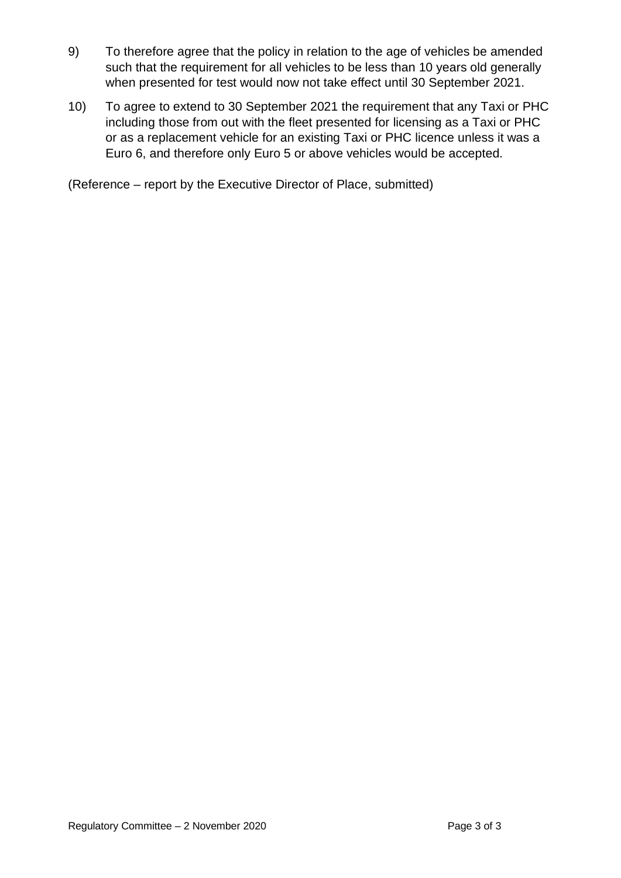9) To therefore agree that the policy in relation to the age of vehicles be amended such that the requirement for all vehicles to be less than 10 years old generally when presented for test would now not take effect until 30 September 2021.

10) To agree to extend to 30 September 2021 the requirement that any Taxi or PHC including those from out with the fleet presented for licensing as a Taxi or PHC or as a replacement vehicle for an existing Taxi or PHC licence unless it was a Euro 6, and therefore only Euro 5 or above vehicles would be accepted.

(Reference – report by the Executive Director of Place, submitted)